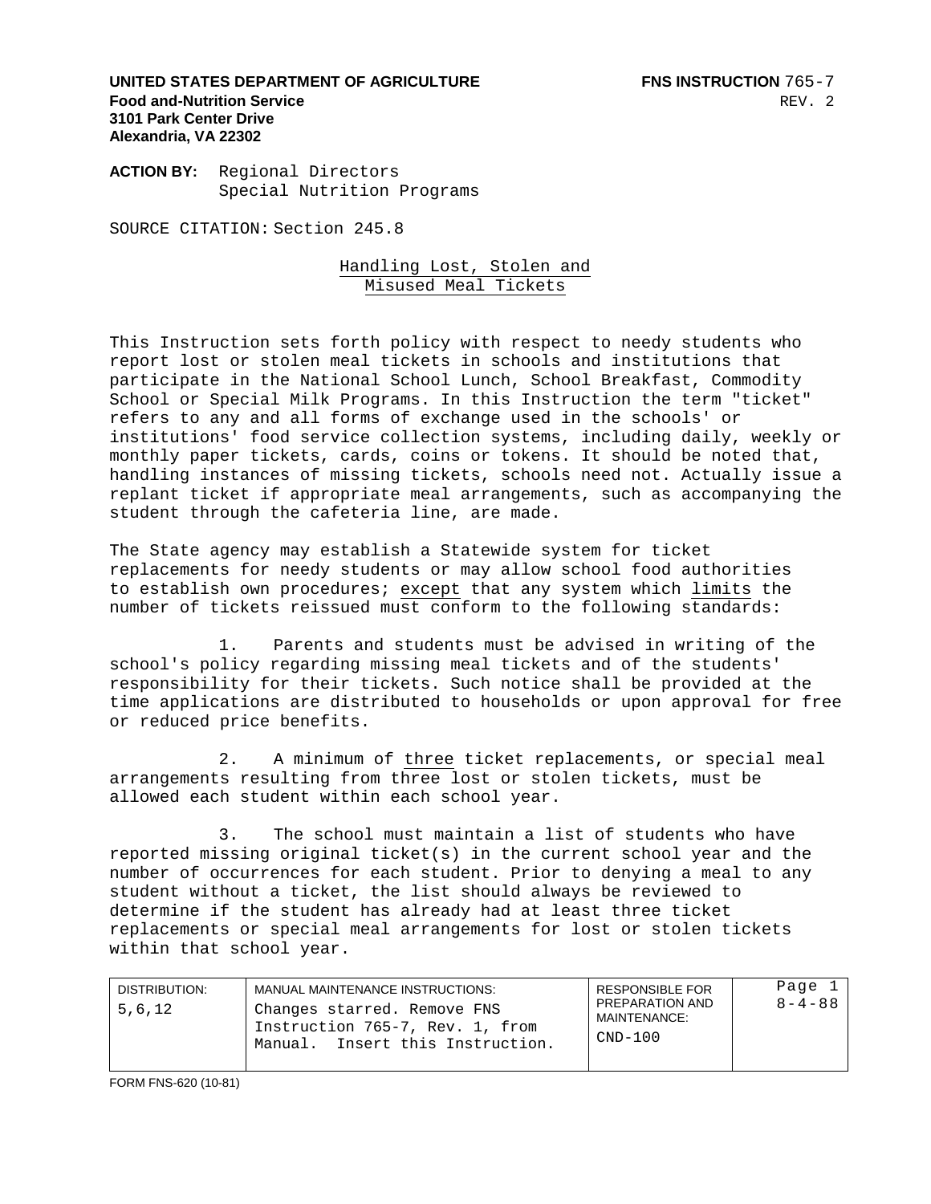**UNITED STATES DEPARTMENT OF AGRICULTURE**
**Food and-Nutrition Service**
**3101 Park Center Drive**
**Alexandria, VA 22302**

**FNS INSTRUCTION** 765-7
REV. 2

**ACTION BY:** Regional Directors
Special Nutrition Programs

SOURCE CITATION: Section 245.8

## Handling Lost, Stolen and Misused Meal Tickets

This Instruction sets forth policy with respect to needy students who report lost or stolen meal tickets in schools and institutions that participate in the National School Lunch, School Breakfast, Commodity School or Special Milk Programs. In this Instruction the term "ticket" refers to any and all forms of exchange used in the schools' or institutions' food service collection systems, including daily, weekly or monthly paper tickets, cards, coins or tokens. It should be noted that, handling instances of missing tickets, schools need not. Actually issue a replant ticket if appropriate meal arrangements, such as accompanying the student through the cafeteria line, are made.

The State agency may establish a Statewide system for ticket replacements for needy students or may allow school food authorities to establish own procedures; except that any system which limits the number of tickets reissued must conform to the following standards:

1. Parents and students must be advised in writing of the school's policy regarding missing meal tickets and of the students' responsibility for their tickets. Such notice shall be provided at the time applications are distributed to households or upon approval for free or reduced price benefits.

2. A minimum of three ticket replacements, or special meal arrangements resulting from three lost or stolen tickets, must be allowed each student within each school year.

3. The school must maintain a list of students who have reported missing original ticket(s) in the current school year and the number of occurrences for each student. Prior to denying a meal to any student without a ticket, the list should always be reviewed to determine if the student has already had at least three ticket replacements or special meal arrangements for lost or stolen tickets within that school year.

| DISTRIBUTION: | MANUAL MAINTENANCE INSTRUCTIONS: | RESPONSIBLE FOR PREPARATION AND MAINTENANCE: | Page 1 |
|---|---|---|---|
| 5,6,12 | Changes starred. Remove FNS Instruction 765-7, Rev. 1, from Manual. Insert this Instruction. | CND-100 | 8-4-88 |

FORM FNS-620 (10-81)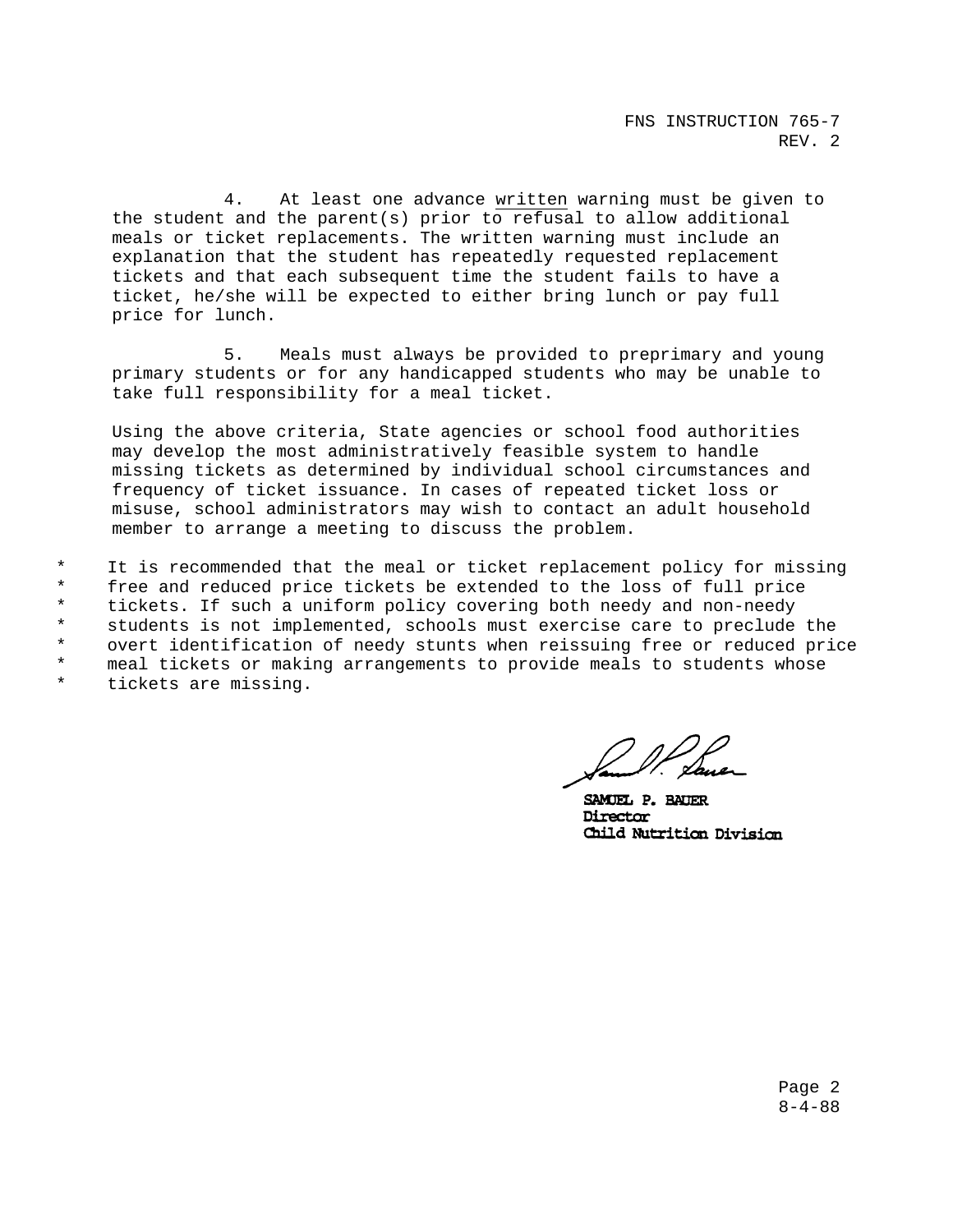4. At least one advance <u>written</u> warning must be given to the student and the parent(s) prior to refusal to allow additional meals or ticket replacements. The written warning must include an explanation that the student has repeatedly requested replacement tickets and that each subsequent time the student fails to have a ticket, he/she will be expected to either bring lunch or pay full price for lunch.

5. Meals must always be provided to preprimary and young primary students or for any handicapped students who may be unable to take full responsibility for a meal ticket.

Using the above criteria, State agencies or school food authorities may develop the most administratively feasible system to handle missing tickets as determined by individual school circumstances and frequency of ticket issuance. In cases of repeated ticket loss or misuse, school administrators may wish to contact an adult household member to arrange a meeting to discuss the problem.

\* It is recommended that the meal or ticket replacement policy for missing
\* free and reduced price tickets be extended to the loss of full price
\* tickets. If such a uniform policy covering both needy and non-needy
\* students is not implemented, schools must exercise care to preclude the
\* overt identification of needy stunts when reissuing free or reduced price
\* meal tickets or making arrangements to provide meals to students whose
\* tickets are missing.

**SAMUEL P. BAUER**
**Director**
**Child Nutrition Division**